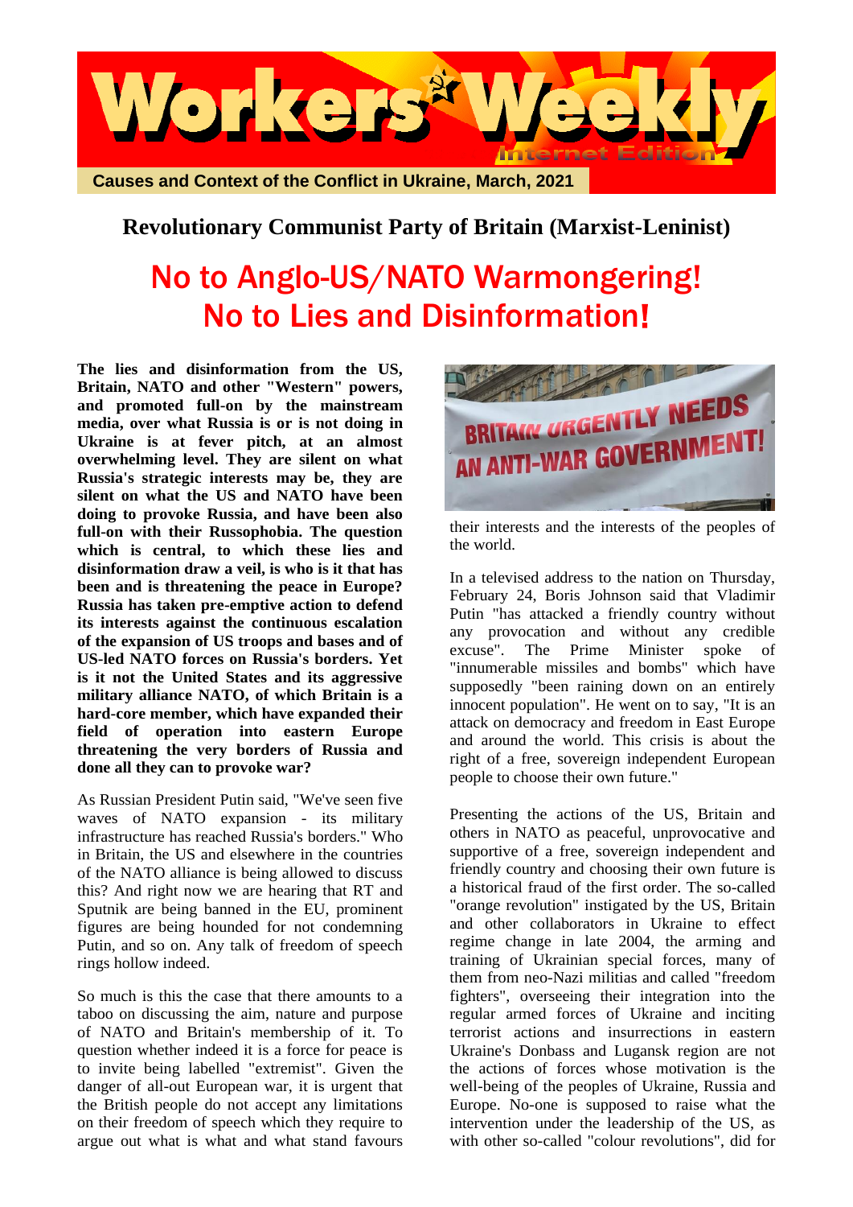# Workers' Weekly

Internet Edition

**Causes and Context of the Conflict in Ukraine, March, 2021**

## Revolutionary Communist Party of Britain (Marxist-Leninist)

# No to Anglo-US/NATO Warmongering! No to Lies and Disinformation!

**The lies and disinformation from the US, Britain, NATO and other "Western" powers, and promoted full-on by the mainstream media, over what Russia is or is not doing in Ukraine is at fever pitch, at an almost overwhelming level. They are silent on what Russia's strategic interests may be, they are silent on what the US and NATO have been doing to provoke Russia, and have been also full-on with their Russophobia. The question which is central, to which these lies and disinformation draw a veil, is who is it that has been and is threatening the peace in Europe? Russia has taken pre-emptive action to defend its interests against the continuous escalation of the expansion of US troops and bases and of US-led NATO forces on Russia's borders. Yet is it not the United States and its aggressive military alliance NATO, of which Britain is a hard-core member, which have expanded their field of operation into eastern Europe threatening the very borders of Russia and done all they can to provoke war?**

As Russian President Putin said, "We've seen five waves of NATO expansion - its military infrastructure has reached Russia's borders." Who in Britain, the US and elsewhere in the countries of the NATO alliance is being allowed to discuss this? And right now we are hearing that RT and Sputnik are being banned in the EU, prominent figures are being hounded for not condemning Putin, and so on. Any talk of freedom of speech rings hollow indeed.

So much is this the case that there amounts to a taboo on discussing the aim, nature and purpose of NATO and Britain's membership of it. To question whether indeed it is a force for peace is to invite being labelled "extremist". Given the danger of all-out European war, it is urgent that the British people do not accept any limitations on their freedom of speech which they require to argue out what is what and what stand favours their interests and the interests of the peoples of the world.

In a televised address to the nation on Thursday, February 24, Boris Johnson said that Vladimir Putin "has attacked a friendly country without any provocation and without any credible excuse". The Prime Minister spoke of "innumerable missiles and bombs" which have supposedly "been raining down on an entirely innocent population". He went on to say, "It is an attack on democracy and freedom in East Europe and around the world. This crisis is about the right of a free, sovereign independent European people to choose their own future."

Presenting the actions of the US, Britain and others in NATO as peaceful, unprovocative and supportive of a free, sovereign independent and friendly country and choosing their own future is a historical fraud of the first order. The so-called "orange revolution" instigated by the US, Britain and other collaborators in Ukraine to effect regime change in late 2004, the arming and training of Ukrainian special forces, many of them from neo-Nazi militias and called "freedom fighters", overseeing their integration into the regular armed forces of Ukraine and inciting terrorist actions and insurrections in eastern Ukraine's Donbass and Lugansk region are not the actions of forces whose motivation is the well-being of the peoples of Ukraine, Russia and Europe. No-one is supposed to raise what the intervention under the leadership of the US, as with other so-called "colour revolutions", did for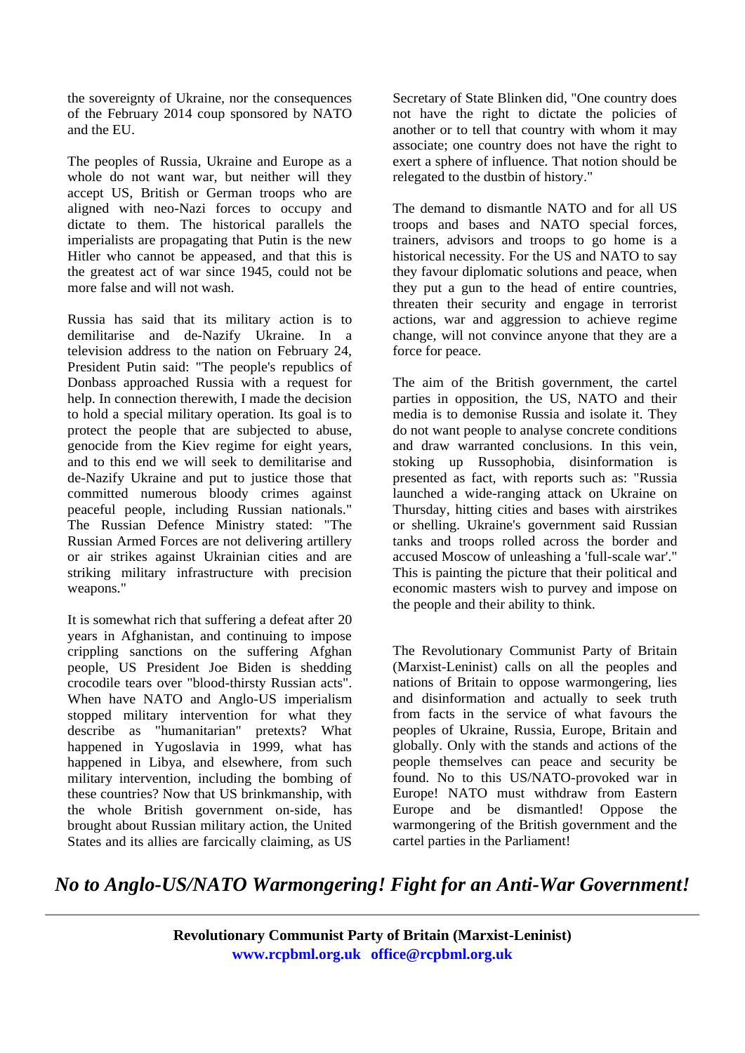the sovereignty of Ukraine, nor the consequences of the February 2014 coup sponsored by NATO and the EU.

The peoples of Russia, Ukraine and Europe as a whole do not want war, but neither will they accept US, British or German troops who are aligned with neo-Nazi forces to occupy and dictate to them. The historical parallels the imperialists are propagating that Putin is the new Hitler who cannot be appeased, and that this is the greatest act of war since 1945, could not be more false and will not wash.

Russia has said that its military action is to demilitarise and de-Nazify Ukraine. In a television address to the nation on February 24, President Putin said: "The people's republics of Donbass approached Russia with a request for help. In connection therewith, I made the decision to hold a special military operation. Its goal is to protect the people that are subjected to abuse, genocide from the Kiev regime for eight years, and to this end we will seek to demilitarise and de-Nazify Ukraine and put to justice those that committed numerous bloody crimes against peaceful people, including Russian nationals." The Russian Defence Ministry stated: "The Russian Armed Forces are not delivering artillery or air strikes against Ukrainian cities and are striking military infrastructure with precision weapons."

It is somewhat rich that suffering a defeat after 20 years in Afghanistan, and continuing to impose crippling sanctions on the suffering Afghan people, US President Joe Biden is shedding crocodile tears over "blood-thirsty Russian acts". When have NATO and Anglo-US imperialism stopped military intervention for what they describe as "humanitarian" pretexts? What happened in Yugoslavia in 1999, what has happened in Libya, and elsewhere, from such military intervention, including the bombing of these countries? Now that US brinkmanship, with the whole British government on-side, has brought about Russian military action, the United States and its allies are farcically claiming, as US Secretary of State Blinken did, "One country does not have the right to dictate the policies of another or to tell that country with whom it may associate; one country does not have the right to exert a sphere of influence. That notion should be relegated to the dustbin of history."

The demand to dismantle NATO and for all US troops and bases and NATO special forces, trainers, advisors and troops to go home is a historical necessity. For the US and NATO to say they favour diplomatic solutions and peace, when they put a gun to the head of entire countries, threaten their security and engage in terrorist actions, war and aggression to achieve regime change, will not convince anyone that they are a force for peace.

The aim of the British government, the cartel parties in opposition, the US, NATO and their media is to demonise Russia and isolate it. They do not want people to analyse concrete conditions and draw warranted conclusions. In this vein, stoking up Russophobia, disinformation is presented as fact, with reports such as: "Russia launched a wide-ranging attack on Ukraine on Thursday, hitting cities and bases with airstrikes or shelling. Ukraine's government said Russian tanks and troops rolled across the border and accused Moscow of unleashing a 'full-scale war'." This is painting the picture that their political and economic masters wish to purvey and impose on the people and their ability to think.

The Revolutionary Communist Party of Britain (Marxist-Leninist) calls on all the peoples and nations of Britain to oppose warmongering, lies and disinformation and actually to seek truth from facts in the service of what favours the peoples of Ukraine, Russia, Europe, Britain and globally. Only with the stands and actions of the people themselves can peace and security be found. No to this US/NATO-provoked war in Europe! NATO must withdraw from Eastern Europe and be dismantled! Oppose the warmongering of the British government and the cartel parties in the Parliament!

***No to Anglo-US/NATO Warmongering! Fight for an Anti-War Government!***

---

**Revolutionary Communist Party of Britain (Marxist-Leninist)**
**www.rcpbml.org.uk office@rcpbml.org.uk**